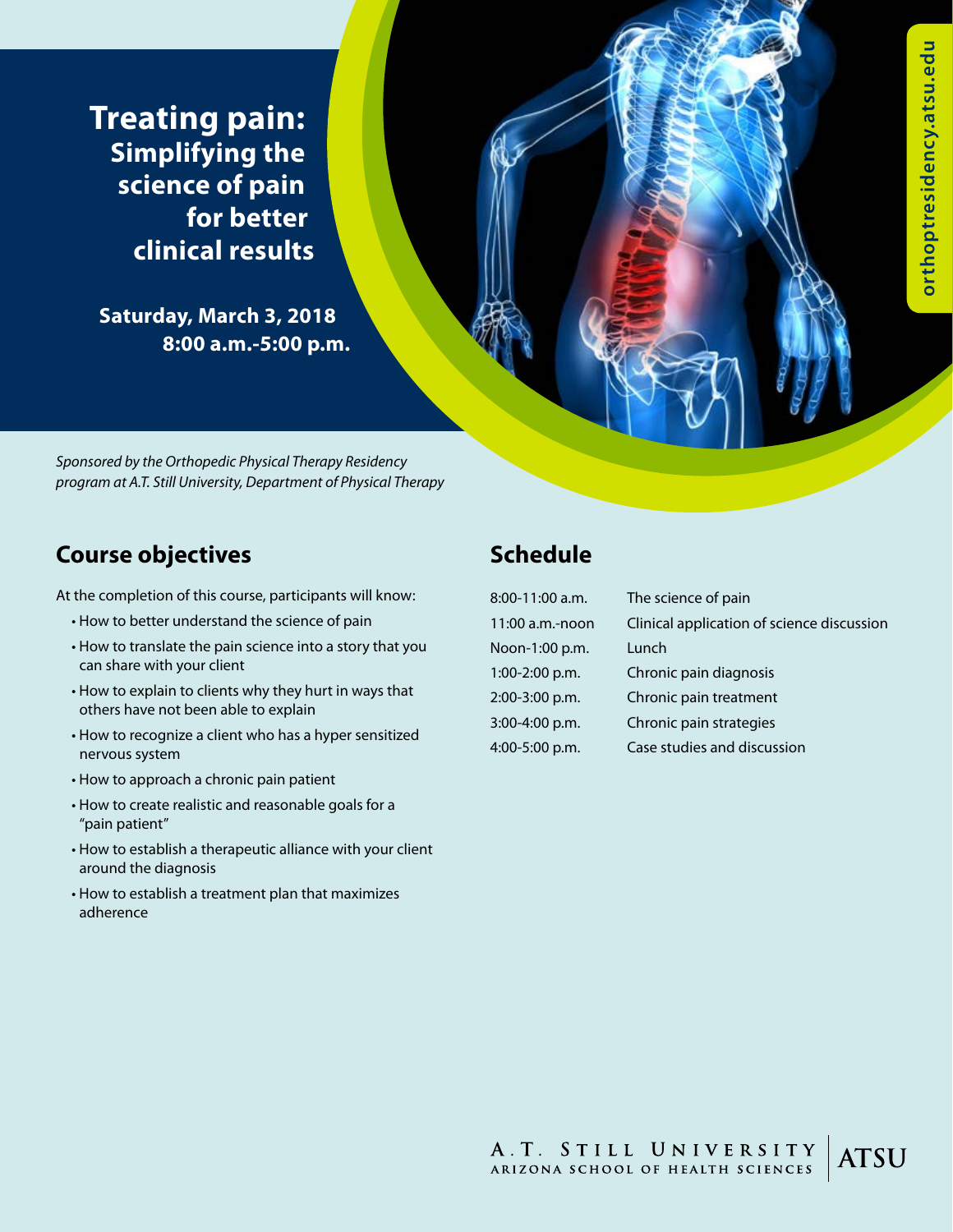# Treating pain:
## Simplifying the science of pain for better clinical results

**Saturday, March 3, 2018**
**8:00 a.m.-5:00 p.m.**

orthoptresidency.atsu.edu

*Sponsored by the Orthopedic Physical Therapy Residency program at A.T. Still University, Department of Physical Therapy*

## Course objectives

At the completion of this course, participants will know:

- How to better understand the science of pain
- How to translate the pain science into a story that you can share with your client
- How to explain to clients why they hurt in ways that others have not been able to explain
- How to recognize a client who has a hyper sensitized nervous system
- How to approach a chronic pain patient
- How to create realistic and reasonable goals for a "pain patient"
- How to establish a therapeutic alliance with your client around the diagnosis
- How to establish a treatment plan that maximizes adherence

## Schedule

| | |
|---|---|
| 8:00-11:00 a.m. | The science of pain |
| 11:00 a.m.-noon | Clinical application of science discussion |
| Noon-1:00 p.m. | Lunch |
| 1:00-2:00 p.m. | Chronic pain diagnosis |
| 2:00-3:00 p.m. | Chronic pain treatment |
| 3:00-4:00 p.m. | Chronic pain strategies |
| 4:00-5:00 p.m. | Case studies and discussion |

A.T. Still University
Arizona School of Health Sciences
ATSU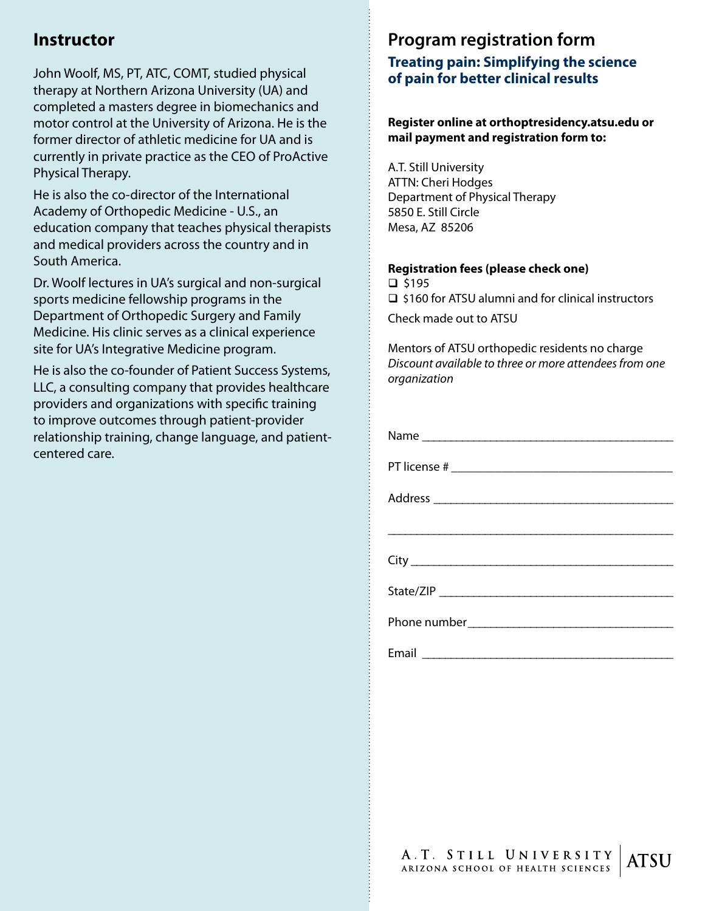## Instructor

John Woolf, MS, PT, ATC, COMT, studied physical therapy at Northern Arizona University (UA) and completed a masters degree in biomechanics and motor control at the University of Arizona. He is the former director of athletic medicine for UA and is currently in private practice as the CEO of ProActive Physical Therapy.

He is also the co-director of the International Academy of Orthopedic Medicine - U.S., an education company that teaches physical therapists and medical providers across the country and in South America.

Dr. Woolf lectures in UA's surgical and non-surgical sports medicine fellowship programs in the Department of Orthopedic Surgery and Family Medicine. His clinic serves as a clinical experience site for UA's Integrative Medicine program.

He is also the co-founder of Patient Success Systems, LLC, a consulting company that provides healthcare providers and organizations with specific training to improve outcomes through patient-provider relationship training, change language, and patient-centered care.

## Program registration form

### Treating pain: Simplifying the science of pain for better clinical results

**Register online at orthoptresidency.atsu.edu or mail payment and registration form to:**

A.T. Still University
ATTN: Cheri Hodges
Department of Physical Therapy
5850 E. Still Circle
Mesa, AZ 85206

**Registration fees (please check one)**

- ❑ $195
- ❑ $160 for ATSU alumni and for clinical instructors

Check made out to ATSU

Mentors of ATSU orthopedic residents no charge
*Discount available to three or more attendees from one organization*

Name ________________________________________

PT license # ___________________________________

Address ______________________________________

_____________________________________________

City _________________________________________

State/ZIP _____________________________________

Phone number__________________________________

Email ________________________________________

A.T. Still University
Arizona School of Health Sciences
ATSU